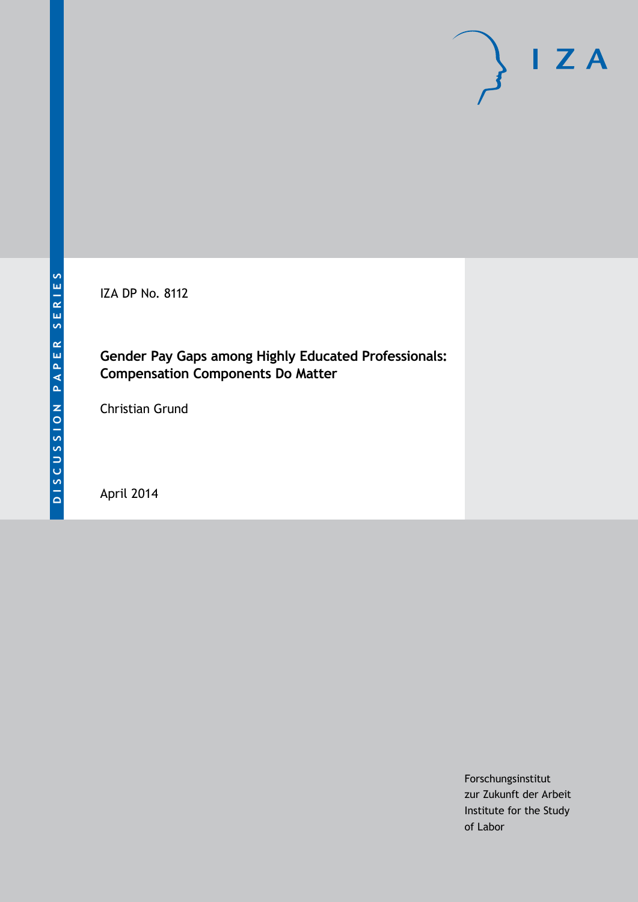DISCUSSION PAPER SERIES

IZA DP No. 8112

# Gender Pay Gaps among Highly Educated Professionals: Compensation Components Do Matter

Christian Grund

April 2014

Forschungsinstitut
zur Zukunft der Arbeit
Institute for the Study
of Labor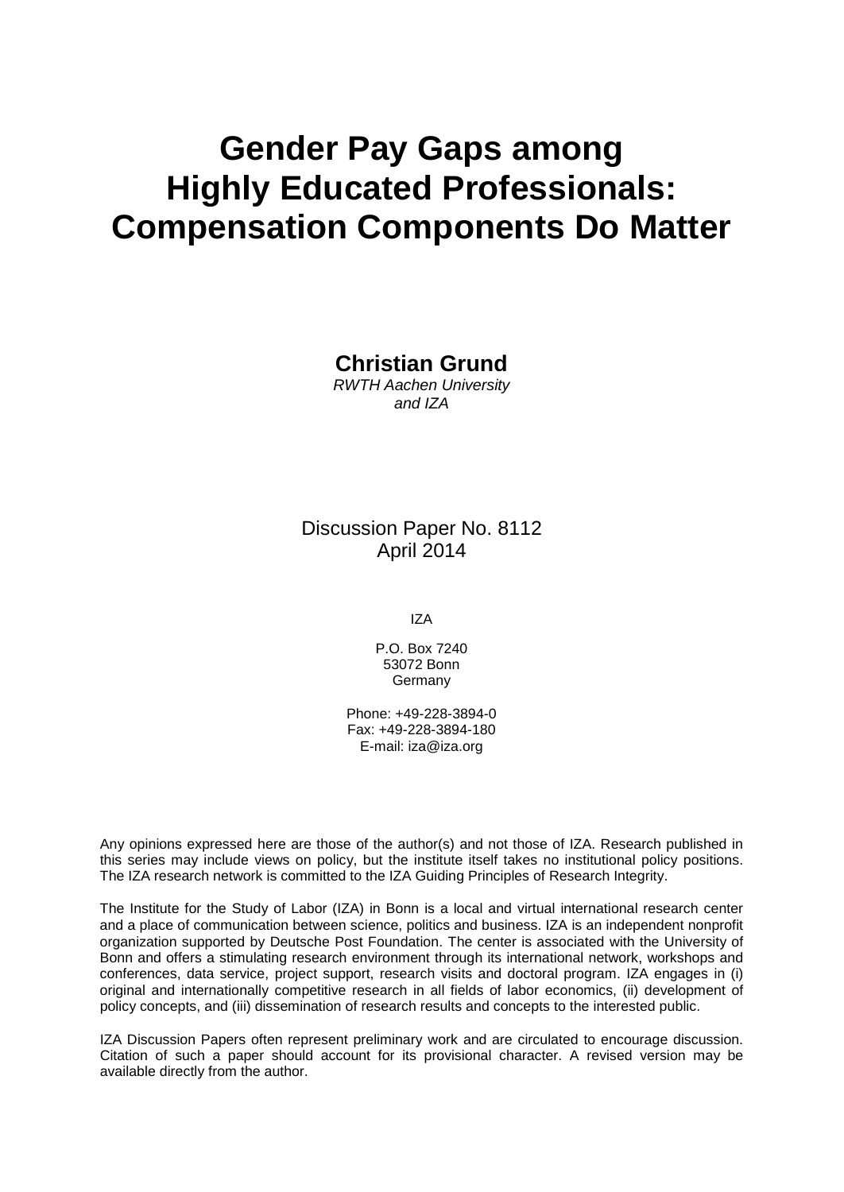# Gender Pay Gaps among Highly Educated Professionals: Compensation Components Do Matter

**Christian Grund**
*RWTH Aachen University and IZA*

Discussion Paper No. 8112
April 2014

IZA

P.O. Box 7240
53072 Bonn
Germany

Phone: +49-228-3894-0
Fax: +49-228-3894-180
E-mail: iza@iza.org

Any opinions expressed here are those of the author(s) and not those of IZA. Research published in this series may include views on policy, but the institute itself takes no institutional policy positions. The IZA research network is committed to the IZA Guiding Principles of Research Integrity.

The Institute for the Study of Labor (IZA) in Bonn is a local and virtual international research center and a place of communication between science, politics and business. IZA is an independent nonprofit organization supported by Deutsche Post Foundation. The center is associated with the University of Bonn and offers a stimulating research environment through its international network, workshops and conferences, data service, project support, research visits and doctoral program. IZA engages in (i) original and internationally competitive research in all fields of labor economics, (ii) development of policy concepts, and (iii) dissemination of research results and concepts to the interested public.

IZA Discussion Papers often represent preliminary work and are circulated to encourage discussion. Citation of such a paper should account for its provisional character. A revised version may be available directly from the author.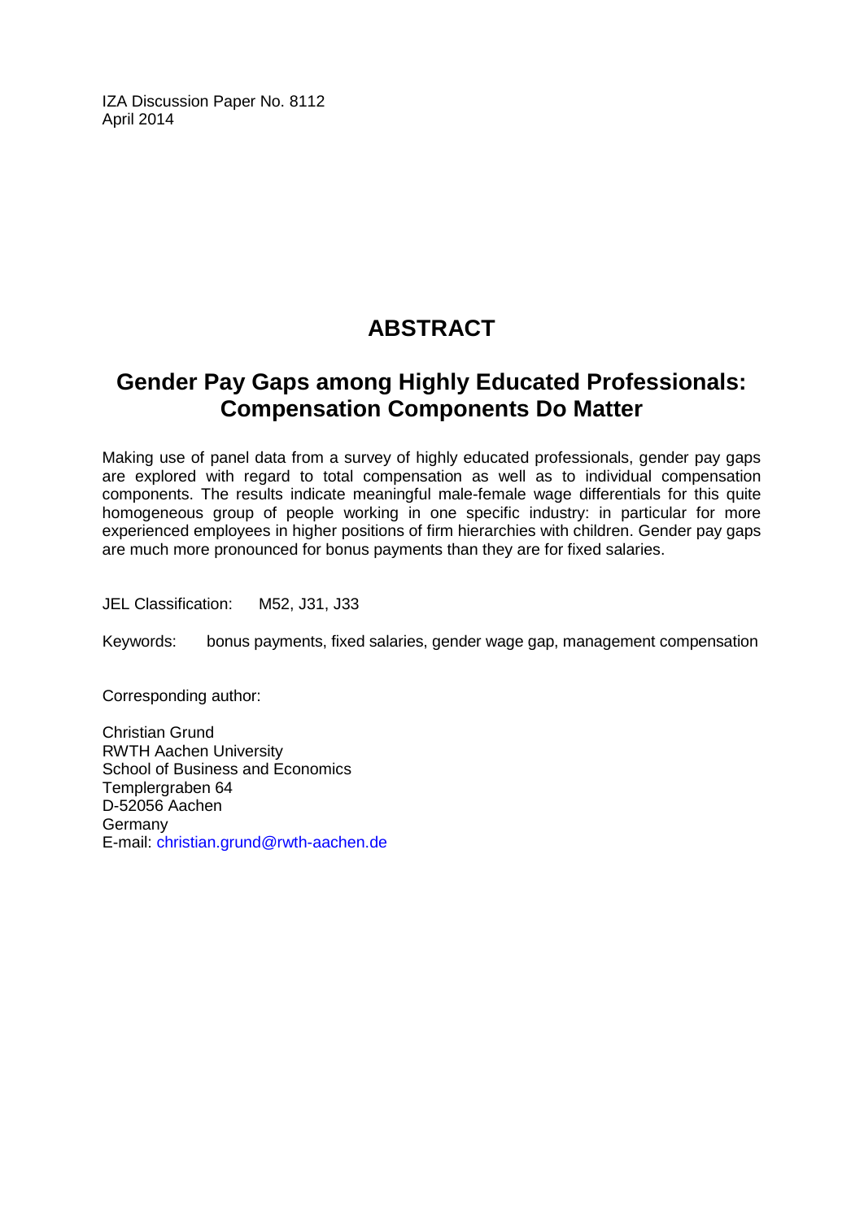IZA Discussion Paper No. 8112
April 2014

# ABSTRACT

## Gender Pay Gaps among Highly Educated Professionals: Compensation Components Do Matter

Making use of panel data from a survey of highly educated professionals, gender pay gaps are explored with regard to total compensation as well as to individual compensation components. The results indicate meaningful male-female wage differentials for this quite homogeneous group of people working in one specific industry: in particular for more experienced employees in higher positions of firm hierarchies with children. Gender pay gaps are much more pronounced for bonus payments than they are for fixed salaries.

JEL Classification: M52, J31, J33

Keywords: bonus payments, fixed salaries, gender wage gap, management compensation

Corresponding author:

Christian Grund
RWTH Aachen University
School of Business and Economics
Templergraben 64
D-52056 Aachen
Germany
E-mail: christian.grund@rwth-aachen.de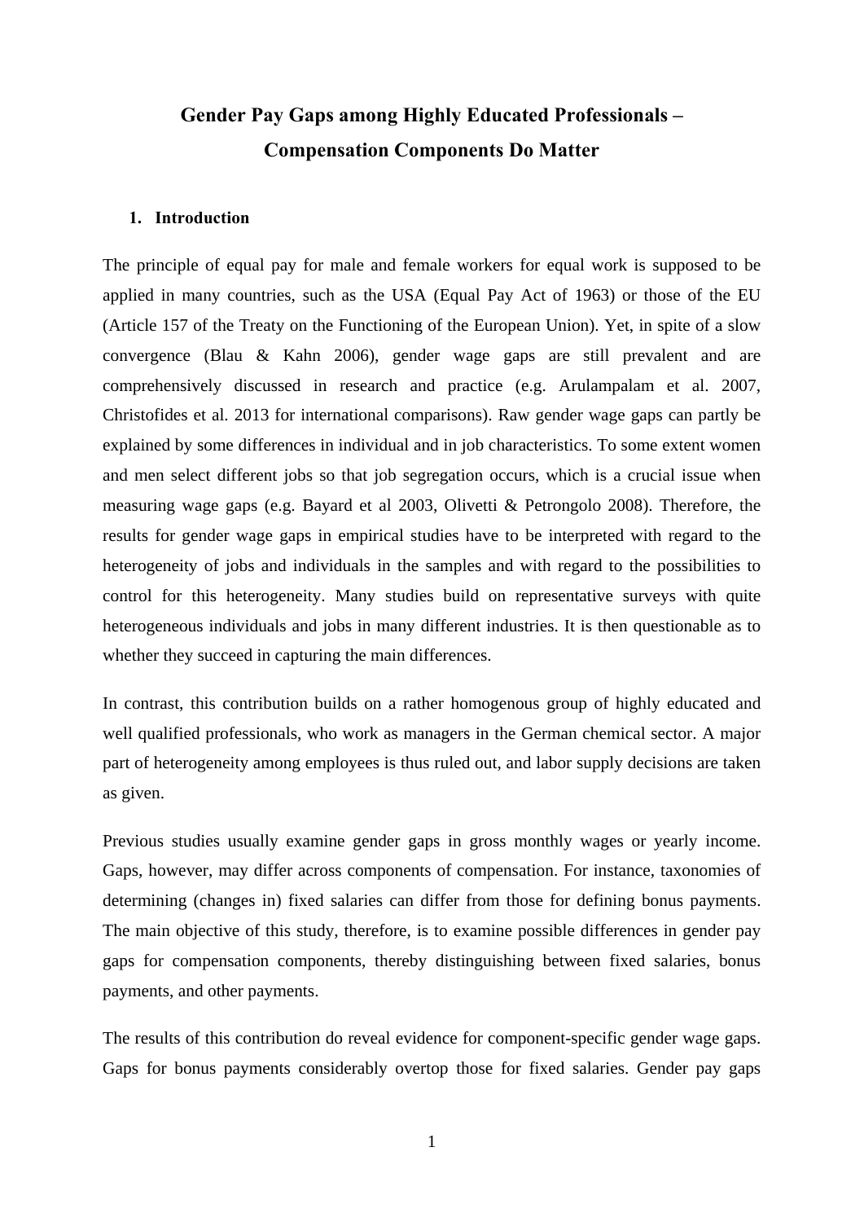# Gender Pay Gaps among Highly Educated Professionals – Compensation Components Do Matter

## 1. Introduction

The principle of equal pay for male and female workers for equal work is supposed to be applied in many countries, such as the USA (Equal Pay Act of 1963) or those of the EU (Article 157 of the Treaty on the Functioning of the European Union). Yet, in spite of a slow convergence (Blau & Kahn 2006), gender wage gaps are still prevalent and are comprehensively discussed in research and practice (e.g. Arulampalam et al. 2007, Christofides et al. 2013 for international comparisons). Raw gender wage gaps can partly be explained by some differences in individual and in job characteristics. To some extent women and men select different jobs so that job segregation occurs, which is a crucial issue when measuring wage gaps (e.g. Bayard et al 2003, Olivetti & Petrongolo 2008). Therefore, the results for gender wage gaps in empirical studies have to be interpreted with regard to the heterogeneity of jobs and individuals in the samples and with regard to the possibilities to control for this heterogeneity. Many studies build on representative surveys with quite heterogeneous individuals and jobs in many different industries. It is then questionable as to whether they succeed in capturing the main differences.

In contrast, this contribution builds on a rather homogenous group of highly educated and well qualified professionals, who work as managers in the German chemical sector. A major part of heterogeneity among employees is thus ruled out, and labor supply decisions are taken as given.

Previous studies usually examine gender gaps in gross monthly wages or yearly income. Gaps, however, may differ across components of compensation. For instance, taxonomies of determining (changes in) fixed salaries can differ from those for defining bonus payments. The main objective of this study, therefore, is to examine possible differences in gender pay gaps for compensation components, thereby distinguishing between fixed salaries, bonus payments, and other payments.

The results of this contribution do reveal evidence for component-specific gender wage gaps. Gaps for bonus payments considerably overtop those for fixed salaries. Gender pay gaps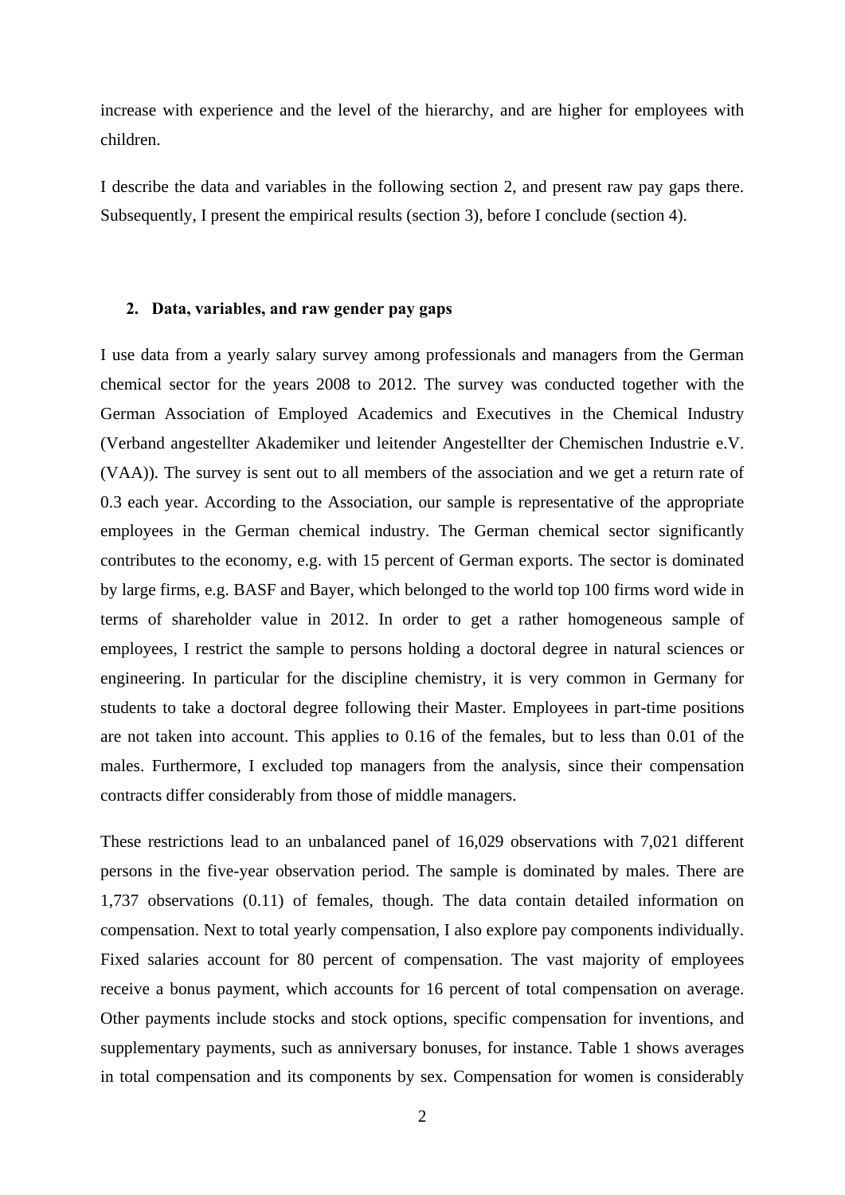increase with experience and the level of the hierarchy, and are higher for employees with children.

I describe the data and variables in the following section 2, and present raw pay gaps there. Subsequently, I present the empirical results (section 3), before I conclude (section 4).

## 2. Data, variables, and raw gender pay gaps

I use data from a yearly salary survey among professionals and managers from the German chemical sector for the years 2008 to 2012. The survey was conducted together with the German Association of Employed Academics and Executives in the Chemical Industry (Verband angestellter Akademiker und leitender Angestellter der Chemischen Industrie e.V. (VAA)). The survey is sent out to all members of the association and we get a return rate of 0.3 each year. According to the Association, our sample is representative of the appropriate employees in the German chemical industry. The German chemical sector significantly contributes to the economy, e.g. with 15 percent of German exports. The sector is dominated by large firms, e.g. BASF and Bayer, which belonged to the world top 100 firms word wide in terms of shareholder value in 2012. In order to get a rather homogeneous sample of employees, I restrict the sample to persons holding a doctoral degree in natural sciences or engineering. In particular for the discipline chemistry, it is very common in Germany for students to take a doctoral degree following their Master. Employees in part-time positions are not taken into account. This applies to 0.16 of the females, but to less than 0.01 of the males. Furthermore, I excluded top managers from the analysis, since their compensation contracts differ considerably from those of middle managers.

These restrictions lead to an unbalanced panel of 16,029 observations with 7,021 different persons in the five-year observation period. The sample is dominated by males. There are 1,737 observations (0.11) of females, though. The data contain detailed information on compensation. Next to total yearly compensation, I also explore pay components individually. Fixed salaries account for 80 percent of compensation. The vast majority of employees receive a bonus payment, which accounts for 16 percent of total compensation on average. Other payments include stocks and stock options, specific compensation for inventions, and supplementary payments, such as anniversary bonuses, for instance. Table 1 shows averages in total compensation and its components by sex. Compensation for women is considerably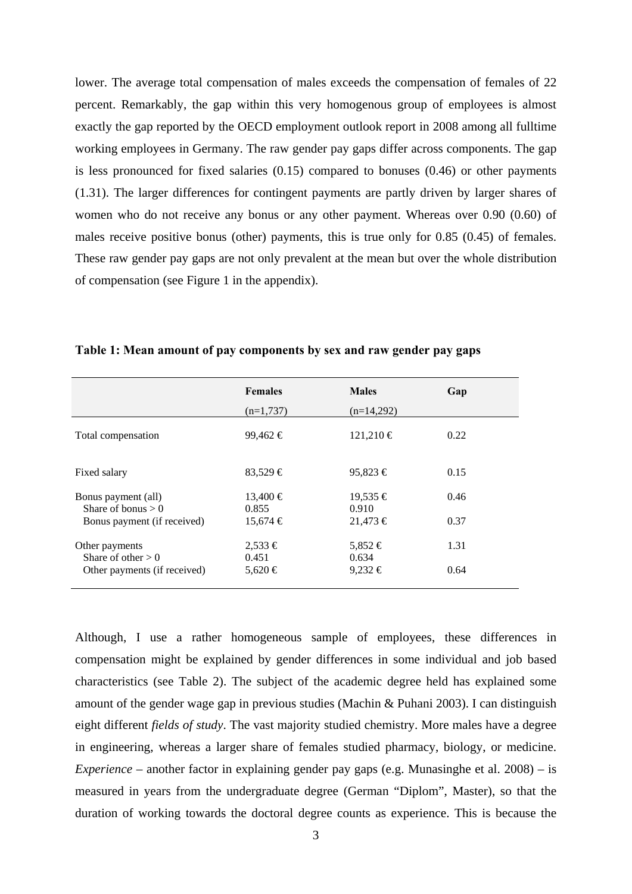lower. The average total compensation of males exceeds the compensation of females of 22 percent. Remarkably, the gap within this very homogenous group of employees is almost exactly the gap reported by the OECD employment outlook report in 2008 among all fulltime working employees in Germany. The raw gender pay gaps differ across components. The gap is less pronounced for fixed salaries (0.15) compared to bonuses (0.46) or other payments (1.31). The larger differences for contingent payments are partly driven by larger shares of women who do not receive any bonus or any other payment. Whereas over 0.90 (0.60) of males receive positive bonus (other) payments, this is true only for 0.85 (0.45) of females. These raw gender pay gaps are not only prevalent at the mean but over the whole distribution of compensation (see Figure 1 in the appendix).

**Table 1: Mean amount of pay components by sex and raw gender pay gaps**

| | Females (n=1,737) | Males (n=14,292) | Gap |
|---|---|---|---|
| Total compensation | 99,462 € | 121,210 € | 0.22 |
| Fixed salary | 83,529 € | 95,823 € | 0.15 |
| Bonus payment (all) | 13,400 € | 19,535 € | 0.46 |
| Share of bonus > 0 | 0.855 | 0.910 | |
| Bonus payment (if received) | 15,674 € | 21,473 € | 0.37 |
| Other payments | 2,533 € | 5,852 € | 1.31 |
| Share of other > 0 | 0.451 | 0.634 | |
| Other payments (if received) | 5,620 € | 9,232 € | 0.64 |

Although, I use a rather homogeneous sample of employees, these differences in compensation might be explained by gender differences in some individual and job based characteristics (see Table 2). The subject of the academic degree held has explained some amount of the gender wage gap in previous studies (Machin & Puhani 2003). I can distinguish eight different *fields of study*. The vast majority studied chemistry. More males have a degree in engineering, whereas a larger share of females studied pharmacy, biology, or medicine. *Experience* – another factor in explaining gender pay gaps (e.g. Munasinghe et al. 2008) – is measured in years from the undergraduate degree (German “Diplom”, Master), so that the duration of working towards the doctoral degree counts as experience. This is because the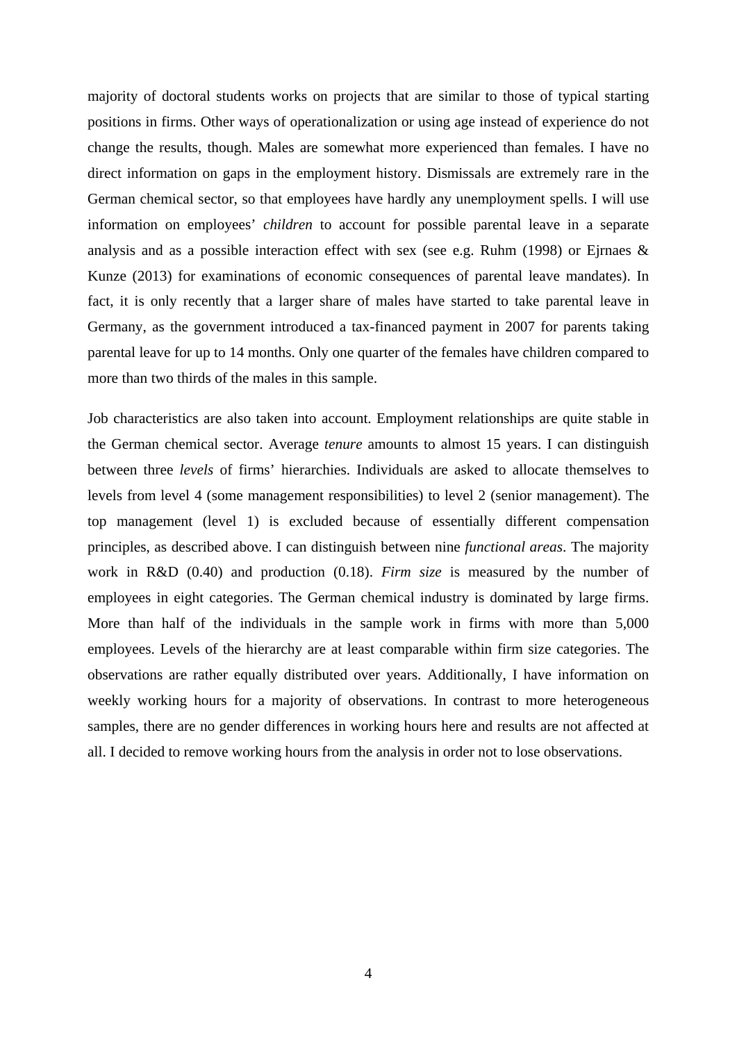majority of doctoral students works on projects that are similar to those of typical starting positions in firms. Other ways of operationalization or using age instead of experience do not change the results, though. Males are somewhat more experienced than females. I have no direct information on gaps in the employment history. Dismissals are extremely rare in the German chemical sector, so that employees have hardly any unemployment spells. I will use information on employees' *children* to account for possible parental leave in a separate analysis and as a possible interaction effect with sex (see e.g. Ruhm (1998) or Ejrnaes & Kunze (2013) for examinations of economic consequences of parental leave mandates). In fact, it is only recently that a larger share of males have started to take parental leave in Germany, as the government introduced a tax-financed payment in 2007 for parents taking parental leave for up to 14 months. Only one quarter of the females have children compared to more than two thirds of the males in this sample.

Job characteristics are also taken into account. Employment relationships are quite stable in the German chemical sector. Average *tenure* amounts to almost 15 years. I can distinguish between three *levels* of firms' hierarchies. Individuals are asked to allocate themselves to levels from level 4 (some management responsibilities) to level 2 (senior management). The top management (level 1) is excluded because of essentially different compensation principles, as described above. I can distinguish between nine *functional areas*. The majority work in R&D (0.40) and production (0.18). *Firm size* is measured by the number of employees in eight categories. The German chemical industry is dominated by large firms. More than half of the individuals in the sample work in firms with more than 5,000 employees. Levels of the hierarchy are at least comparable within firm size categories. The observations are rather equally distributed over years. Additionally, I have information on weekly working hours for a majority of observations. In contrast to more heterogeneous samples, there are no gender differences in working hours here and results are not affected at all. I decided to remove working hours from the analysis in order not to lose observations.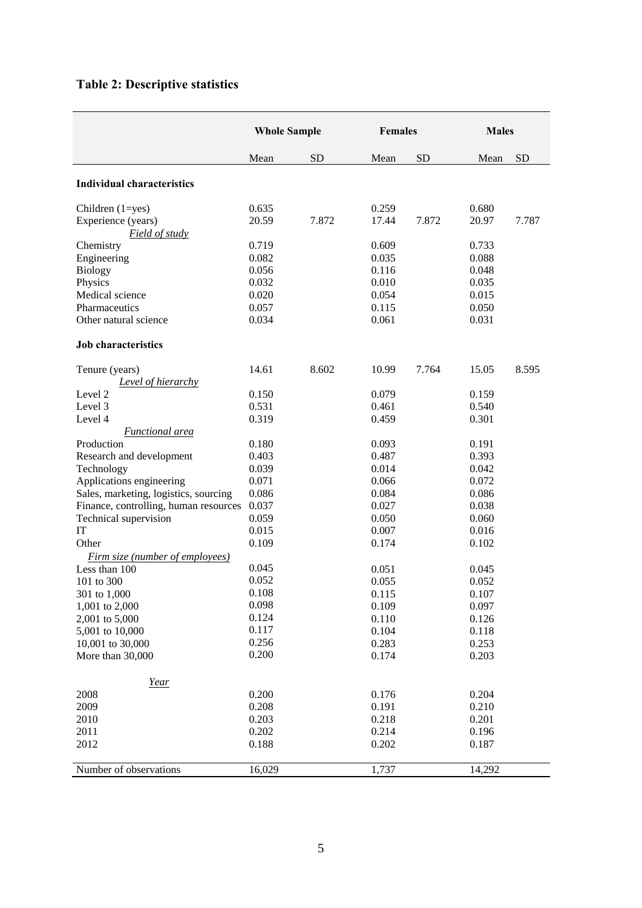## Table 2: Descriptive statistics

| | Whole Sample | | Females | | Males | |
|---|---|---|---|---|---|---|
| | Mean | SD | Mean | SD | Mean | SD |
| **Individual characteristics** | | | | | | |
| Children (1=yes) | 0.635 | | 0.259 | | 0.680 | |
| Experience (years) | 20.59 | 7.872 | 17.44 | 7.872 | 20.97 | 7.787 |
| *Field of study* | | | | | | |
| Chemistry | 0.719 | | 0.609 | | 0.733 | |
| Engineering | 0.082 | | 0.035 | | 0.088 | |
| Biology | 0.056 | | 0.116 | | 0.048 | |
| Physics | 0.032 | | 0.010 | | 0.035 | |
| Medical science | 0.020 | | 0.054 | | 0.015 | |
| Pharmaceutics | 0.057 | | 0.115 | | 0.050 | |
| Other natural science | 0.034 | | 0.061 | | 0.031 | |
| **Job characteristics** | | | | | | |
| Tenure (years) | 14.61 | 8.602 | 10.99 | 7.764 | 15.05 | 8.595 |
| *Level of hierarchy* | | | | | | |
| Level 2 | 0.150 | | 0.079 | | 0.159 | |
| Level 3 | 0.531 | | 0.461 | | 0.540 | |
| Level 4 | 0.319 | | 0.459 | | 0.301 | |
| *Functional area* | | | | | | |
| Production | 0.180 | | 0.093 | | 0.191 | |
| Research and development | 0.403 | | 0.487 | | 0.393 | |
| Technology | 0.039 | | 0.014 | | 0.042 | |
| Applications engineering | 0.071 | | 0.066 | | 0.072 | |
| Sales, marketing, logistics, sourcing | 0.086 | | 0.084 | | 0.086 | |
| Finance, controlling, human resources | 0.037 | | 0.027 | | 0.038 | |
| Technical supervision | 0.059 | | 0.050 | | 0.060 | |
| IT | 0.015 | | 0.007 | | 0.016 | |
| Other | 0.109 | | 0.174 | | 0.102 | |
| *Firm size (number of employees)* | | | | | | |
| Less than 100 | 0.045 | | 0.051 | | 0.045 | |
| 101 to 300 | 0.052 | | 0.055 | | 0.052 | |
| 301 to 1,000 | 0.108 | | 0.115 | | 0.107 | |
| 1,001 to 2,000 | 0.098 | | 0.109 | | 0.097 | |
| 2,001 to 5,000 | 0.124 | | 0.110 | | 0.126 | |
| 5,001 to 10,000 | 0.117 | | 0.104 | | 0.118 | |
| 10,001 to 30,000 | 0.256 | | 0.283 | | 0.253 | |
| More than 30,000 | 0.200 | | 0.174 | | 0.203 | |
| *Year* | | | | | | |
| 2008 | 0.200 | | 0.176 | | 0.204 | |
| 2009 | 0.208 | | 0.191 | | 0.210 | |
| 2010 | 0.203 | | 0.218 | | 0.201 | |
| 2011 | 0.202 | | 0.214 | | 0.196 | |
| 2012 | 0.188 | | 0.202 | | 0.187 | |
| Number of observations | 16,029 | | 1,737 | | 14,292 | |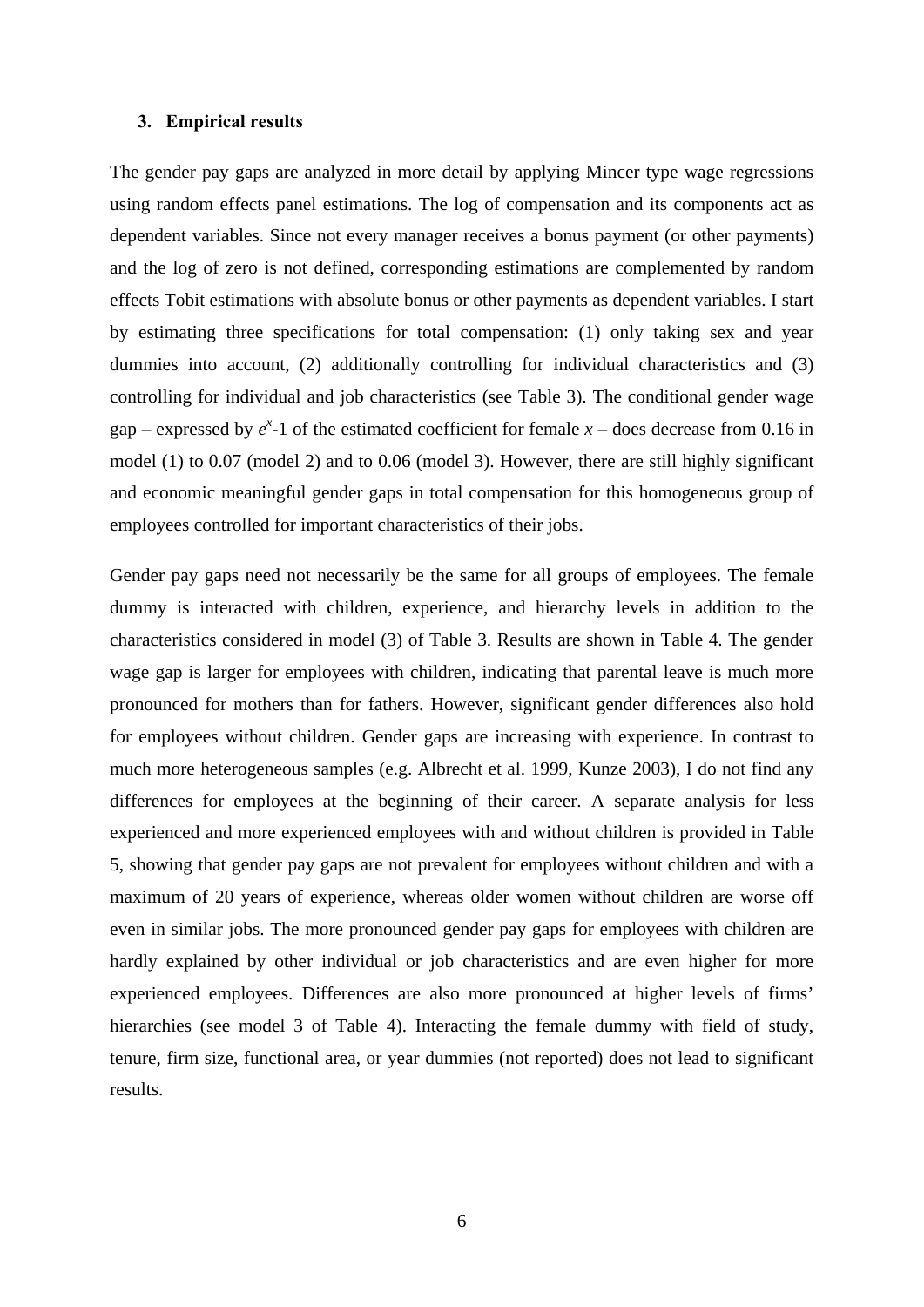### 3. Empirical results

The gender pay gaps are analyzed in more detail by applying Mincer type wage regressions using random effects panel estimations. The log of compensation and its components act as dependent variables. Since not every manager receives a bonus payment (or other payments) and the log of zero is not defined, corresponding estimations are complemented by random effects Tobit estimations with absolute bonus or other payments as dependent variables. I start by estimating three specifications for total compensation: (1) only taking sex and year dummies into account, (2) additionally controlling for individual characteristics and (3) controlling for individual and job characteristics (see Table 3). The conditional gender wage gap – expressed by $e^x$-1 of the estimated coefficient for female $x$ – does decrease from 0.16 in model (1) to 0.07 (model 2) and to 0.06 (model 3). However, there are still highly significant and economic meaningful gender gaps in total compensation for this homogeneous group of employees controlled for important characteristics of their jobs.

Gender pay gaps need not necessarily be the same for all groups of employees. The female dummy is interacted with children, experience, and hierarchy levels in addition to the characteristics considered in model (3) of Table 3. Results are shown in Table 4. The gender wage gap is larger for employees with children, indicating that parental leave is much more pronounced for mothers than for fathers. However, significant gender differences also hold for employees without children. Gender gaps are increasing with experience. In contrast to much more heterogeneous samples (e.g. Albrecht et al. 1999, Kunze 2003), I do not find any differences for employees at the beginning of their career. A separate analysis for less experienced and more experienced employees with and without children is provided in Table 5, showing that gender pay gaps are not prevalent for employees without children and with a maximum of 20 years of experience, whereas older women without children are worse off even in similar jobs. The more pronounced gender pay gaps for employees with children are hardly explained by other individual or job characteristics and are even higher for more experienced employees. Differences are also more pronounced at higher levels of firms' hierarchies (see model 3 of Table 4). Interacting the female dummy with field of study, tenure, firm size, functional area, or year dummies (not reported) does not lead to significant results.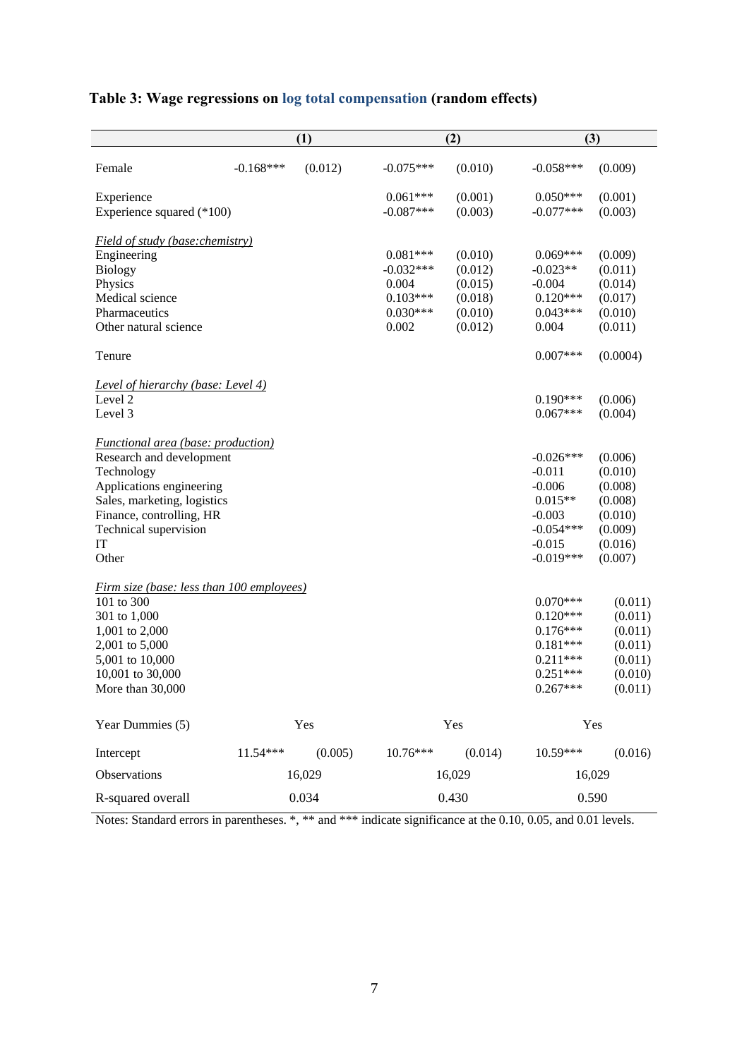**Table 3: Wage regressions on log total compensation (random effects)**

| | (1) | | (2) | | (3) | |
|---|---|---|---|---|---|---|
| Female | -0.168*** | (0.012) | -0.075*** | (0.010) | -0.058*** | (0.009) |
| Experience | | | 0.061*** | (0.001) | 0.050*** | (0.001) |
| Experience squared (*100) | | | -0.087*** | (0.003) | -0.077*** | (0.003) |
| *Field of study (base:chemistry)* | | | | | | |
| Engineering | | | 0.081*** | (0.010) | 0.069*** | (0.009) |
| Biology | | | -0.032*** | (0.012) | -0.023** | (0.011) |
| Physics | | | 0.004 | (0.015) | -0.004 | (0.014) |
| Medical science | | | 0.103*** | (0.018) | 0.120*** | (0.017) |
| Pharmaceutics | | | 0.030*** | (0.010) | 0.043*** | (0.010) |
| Other natural science | | | 0.002 | (0.012) | 0.004 | (0.011) |
| Tenure | | | | | 0.007*** | (0.0004) |
| *Level of hierarchy (base: Level 4)* | | | | | | |
| Level 2 | | | | | 0.190*** | (0.006) |
| Level 3 | | | | | 0.067*** | (0.004) |
| *Functional area (base: production)* | | | | | | |
| Research and development | | | | | -0.026*** | (0.006) |
| Technology | | | | | -0.011 | (0.010) |
| Applications engineering | | | | | -0.006 | (0.008) |
| Sales, marketing, logistics | | | | | 0.015** | (0.008) |
| Finance, controlling, HR | | | | | -0.003 | (0.010) |
| Technical supervision | | | | | -0.054*** | (0.009) |
| IT | | | | | -0.015 | (0.016) |
| Other | | | | | -0.019*** | (0.007) |
| *Firm size (base: less than 100 employees)* | | | | | | |
| 101 to 300 | | | | | 0.070*** | (0.011) |
| 301 to 1,000 | | | | | 0.120*** | (0.011) |
| 1,001 to 2,000 | | | | | 0.176*** | (0.011) |
| 2,001 to 5,000 | | | | | 0.181*** | (0.011) |
| 5,001 to 10,000 | | | | | 0.211*** | (0.011) |
| 10,001 to 30,000 | | | | | 0.251*** | (0.010) |
| More than 30,000 | | | | | 0.267*** | (0.011) |
| Year Dummies (5) | Yes | | Yes | | Yes | |
| Intercept | 11.54*** | (0.005) | 10.76*** | (0.014) | 10.59*** | (0.016) |
| Observations | 16,029 | | 16,029 | | 16,029 | |
| R-squared overall | 0.034 | | 0.430 | | 0.590 | |

Notes: Standard errors in parentheses. *, ** and *** indicate significance at the 0.10, 0.05, and 0.01 levels.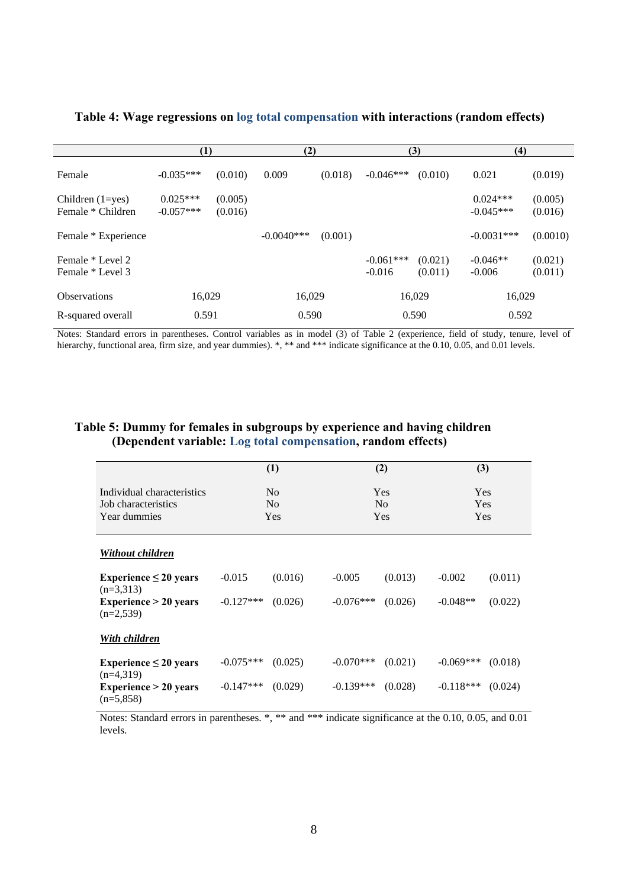**Table 4: Wage regressions on log total compensation with interactions (random effects)**

| | (1) | | (2) | | (3) | | (4) | |
|---|---|---|---|---|---|---|---|---|
| Female | -0.035*** | (0.010) | 0.009 | (0.018) | -0.046*** | (0.010) | 0.021 | (0.019) |
| Children (1=yes) | 0.025*** | (0.005) | | | | | 0.024*** | (0.005) |
| Female * Children | -0.057*** | (0.016) | | | | | -0.045*** | (0.016) |
| Female * Experience | | | -0.0040*** | (0.001) | | | -0.0031*** | (0.0010) |
| Female * Level 2 | | | | | -0.061*** | (0.021) | -0.046** | (0.021) |
| Female * Level 3 | | | | | -0.016 | (0.011) | -0.006 | (0.011) |
| Observations | 16,029 | | 16,029 | | 16,029 | | 16,029 | |
| R-squared overall | 0.591 | | 0.590 | | 0.590 | | 0.592 | |

Notes: Standard errors in parentheses. Control variables as in model (3) of Table 2 (experience, field of study, tenure, level of hierarchy, functional area, firm size, and year dummies). *, ** and *** indicate significance at the 0.10, 0.05, and 0.01 levels.

**Table 5: Dummy for females in subgroups by experience and having children (Dependent variable: Log total compensation, random effects)**

| | (1) | | (2) | | (3) | |
|---|---|---|---|---|---|---|
| Individual characteristics | No | | Yes | | Yes | |
| Job characteristics | No | | No | | Yes | |
| Year dummies | Yes | | Yes | | Yes | |
| ***Without children*** | | | | | | |
| **Experience ≤ 20 years** (n=3,313) | -0.015 | (0.016) | -0.005 | (0.013) | -0.002 | (0.011) |
| **Experience > 20 years** (n=2,539) | -0.127*** | (0.026) | -0.076*** | (0.026) | -0.048** | (0.022) |
| ***With children*** | | | | | | |
| **Experience ≤ 20 years** (n=4,319) | -0.075*** | (0.025) | -0.070*** | (0.021) | -0.069*** | (0.018) |
| **Experience > 20 years** (n=5,858) | -0.147*** | (0.029) | -0.139*** | (0.028) | -0.118*** | (0.024) |

Notes: Standard errors in parentheses. *, ** and *** indicate significance at the 0.10, 0.05, and 0.01 levels.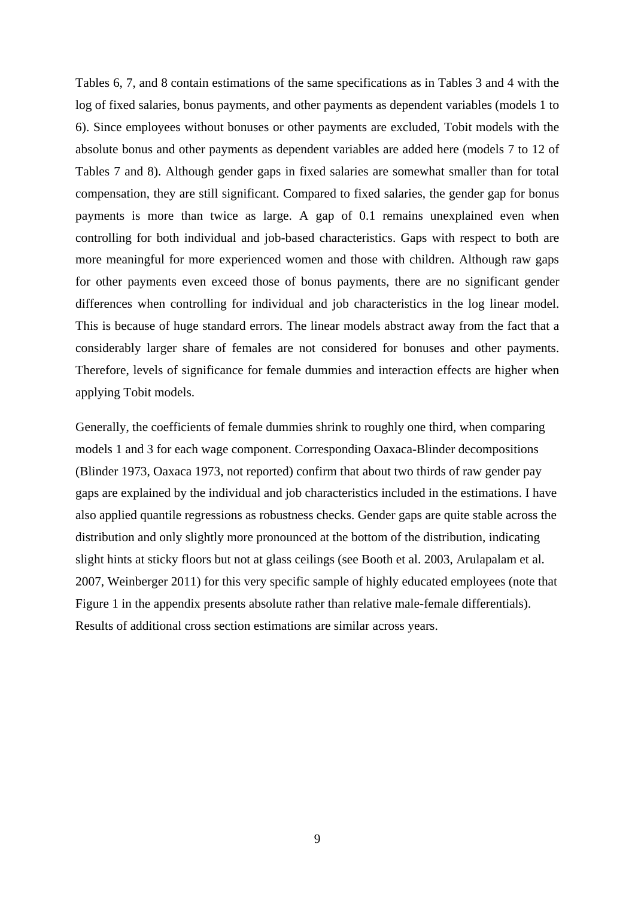Tables 6, 7, and 8 contain estimations of the same specifications as in Tables 3 and 4 with the log of fixed salaries, bonus payments, and other payments as dependent variables (models 1 to 6). Since employees without bonuses or other payments are excluded, Tobit models with the absolute bonus and other payments as dependent variables are added here (models 7 to 12 of Tables 7 and 8). Although gender gaps in fixed salaries are somewhat smaller than for total compensation, they are still significant. Compared to fixed salaries, the gender gap for bonus payments is more than twice as large. A gap of 0.1 remains unexplained even when controlling for both individual and job-based characteristics. Gaps with respect to both are more meaningful for more experienced women and those with children. Although raw gaps for other payments even exceed those of bonus payments, there are no significant gender differences when controlling for individual and job characteristics in the log linear model. This is because of huge standard errors. The linear models abstract away from the fact that a considerably larger share of females are not considered for bonuses and other payments. Therefore, levels of significance for female dummies and interaction effects are higher when applying Tobit models.

Generally, the coefficients of female dummies shrink to roughly one third, when comparing models 1 and 3 for each wage component. Corresponding Oaxaca-Blinder decompositions (Blinder 1973, Oaxaca 1973, not reported) confirm that about two thirds of raw gender pay gaps are explained by the individual and job characteristics included in the estimations. I have also applied quantile regressions as robustness checks. Gender gaps are quite stable across the distribution and only slightly more pronounced at the bottom of the distribution, indicating slight hints at sticky floors but not at glass ceilings (see Booth et al. 2003, Arulapalam et al. 2007, Weinberger 2011) for this very specific sample of highly educated employees (note that Figure 1 in the appendix presents absolute rather than relative male-female differentials). Results of additional cross section estimations are similar across years.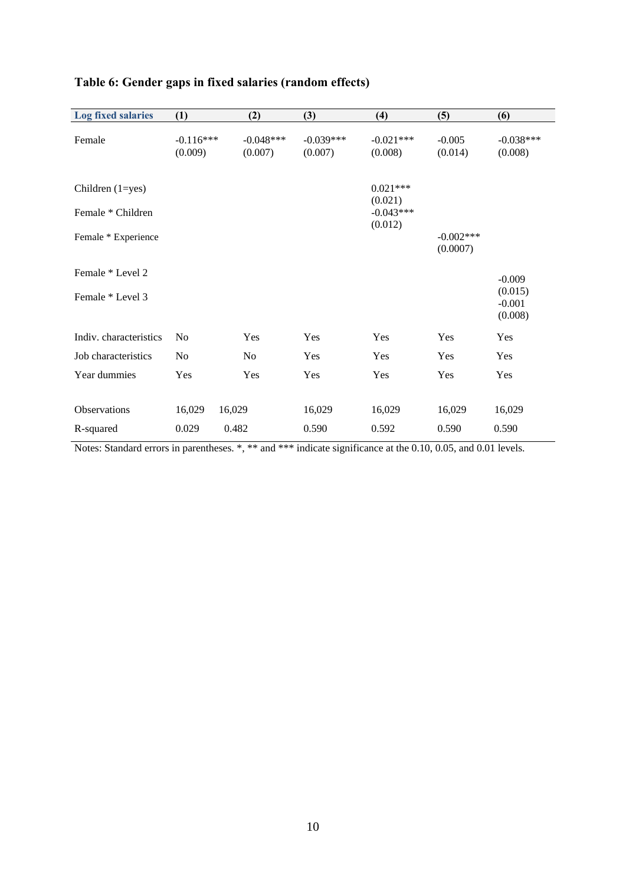**Table 6: Gender gaps in fixed salaries (random effects)**

| Log fixed salaries | (1) | (2) | (3) | (4) | (5) | (6) |
|---|---|---|---|---|---|---|
| Female | -0.116***<br>(0.009) | -0.048***<br>(0.007) | -0.039***<br>(0.007) | -0.021***<br>(0.008) | -0.005<br>(0.014) | -0.038***<br>(0.008) |
| Children (1=yes) | | | | 0.021***<br>(0.021) | | |
| Female * Children | | | | -0.043***<br>(0.012) | | |
| Female * Experience | | | | | -0.002***<br>(0.0007) | |
| Female * Level 2 | | | | | | -0.009<br>(0.015) |
| Female * Level 3 | | | | | | -0.001<br>(0.008) |
| Indiv. characteristics | No | Yes | Yes | Yes | Yes | Yes |
| Job characteristics | No | No | Yes | Yes | Yes | Yes |
| Year dummies | Yes | Yes | Yes | Yes | Yes | Yes |
| Observations | 16,029 | 16,029 | 16,029 | 16,029 | 16,029 | 16,029 |
| R-squared | 0.029 | 0.482 | 0.590 | 0.592 | 0.590 | 0.590 |

Notes: Standard errors in parentheses. *, ** and *** indicate significance at the 0.10, 0.05, and 0.01 levels.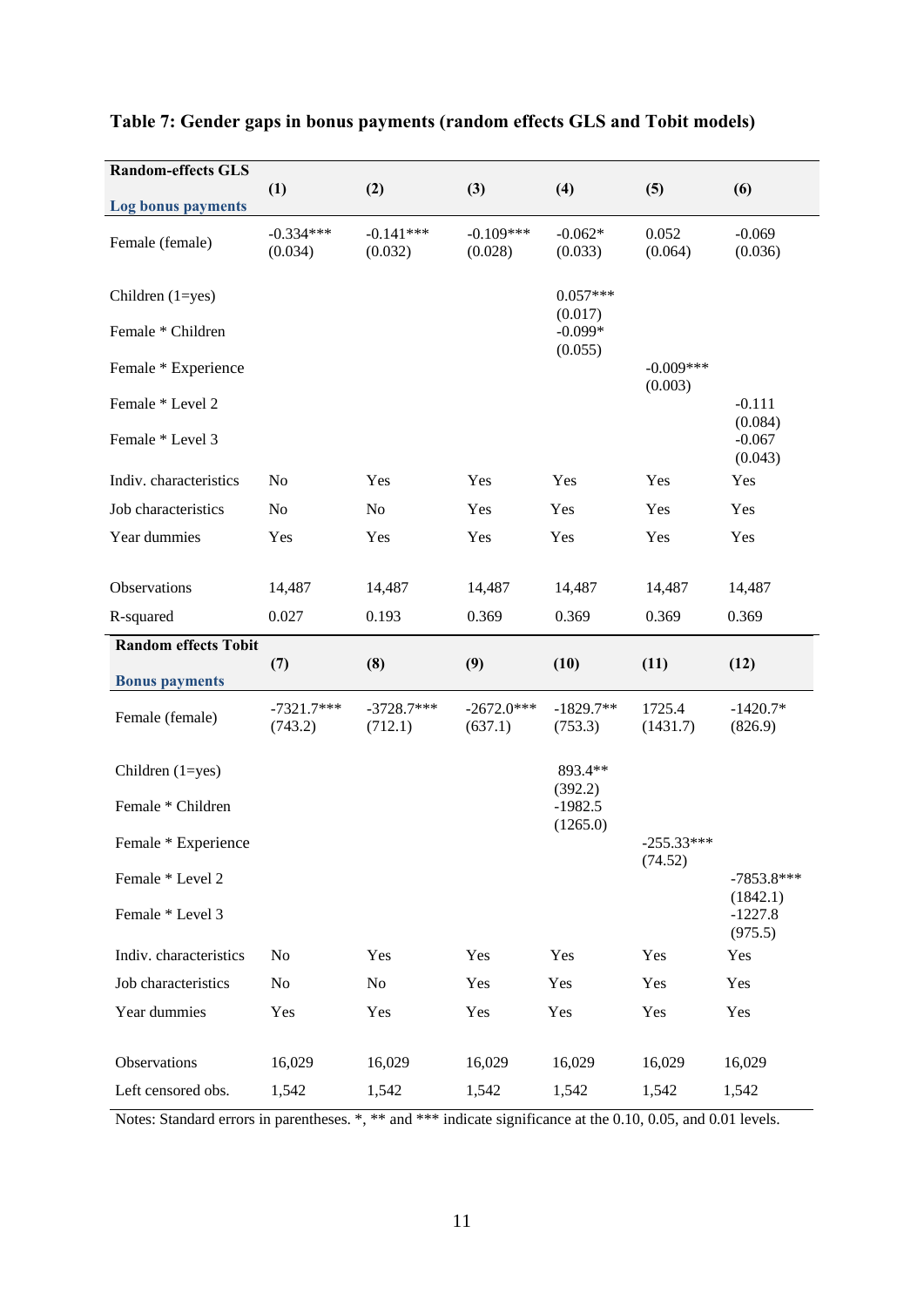**Table 7: Gender gaps in bonus payments (random effects GLS and Tobit models)**

| **Random-effects GLS** **Log bonus payments** | **(1)** | **(2)** | **(3)** | **(4)** | **(5)** | **(6)** |
|---|---|---|---|---|---|---|
| Female (female) | -0.334*** (0.034) | -0.141*** (0.032) | -0.109*** (0.028) | -0.062* (0.033) | 0.052 (0.064) | -0.069 (0.036) |
| Children (1=yes) | | | | 0.057*** (0.017) | | |
| Female * Children | | | | -0.099* (0.055) | | |
| Female * Experience | | | | | -0.009*** (0.003) | |
| Female * Level 2 | | | | | | -0.111 (0.084) |
| Female * Level 3 | | | | | | -0.067 (0.043) |
| Indiv. characteristics | No | Yes | Yes | Yes | Yes | Yes |
| Job characteristics | No | No | Yes | Yes | Yes | Yes |
| Year dummies | Yes | Yes | Yes | Yes | Yes | Yes |
| Observations | 14,487 | 14,487 | 14,487 | 14,487 | 14,487 | 14,487 |
| R-squared | 0.027 | 0.193 | 0.369 | 0.369 | 0.369 | 0.369 |
| **Random effects Tobit** **Bonus payments** | **(7)** | **(8)** | **(9)** | **(10)** | **(11)** | **(12)** |
| Female (female) | -7321.7*** (743.2) | -3728.7*** (712.1) | -2672.0*** (637.1) | -1829.7** (753.3) | 1725.4 (1431.7) | -1420.7* (826.9) |
| Children (1=yes) | | | | 893.4** (392.2) | | |
| Female * Children | | | | -1982.5 (1265.0) | | |
| Female * Experience | | | | | -255.33*** (74.52) | |
| Female * Level 2 | | | | | | -7853.8*** (1842.1) |
| Female * Level 3 | | | | | | -1227.8 (975.5) |
| Indiv. characteristics | No | Yes | Yes | Yes | Yes | Yes |
| Job characteristics | No | No | Yes | Yes | Yes | Yes |
| Year dummies | Yes | Yes | Yes | Yes | Yes | Yes |
| Observations | 16,029 | 16,029 | 16,029 | 16,029 | 16,029 | 16,029 |
| Left censored obs. | 1,542 | 1,542 | 1,542 | 1,542 | 1,542 | 1,542 |

Notes: Standard errors in parentheses. *, ** and *** indicate significance at the 0.10, 0.05, and 0.01 levels.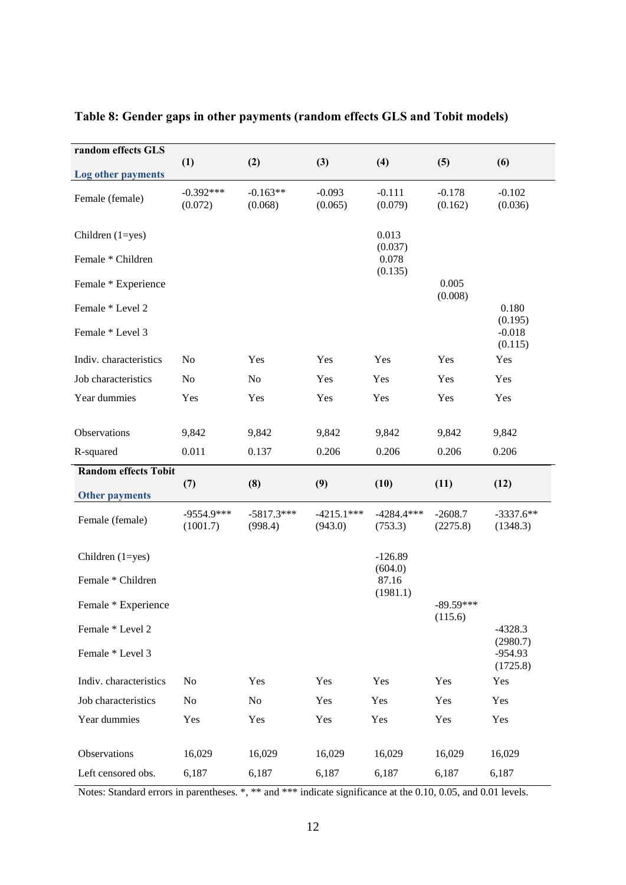**Table 8: Gender gaps in other payments (random effects GLS and Tobit models)**

| random effects GLS<br>Log other payments | (1) | (2) | (3) | (4) | (5) | (6) |
|---|---|---|---|---|---|---|
| Female (female) | -0.392***<br>(0.072) | -0.163**<br>(0.068) | -0.093<br>(0.065) | -0.111<br>(0.079) | -0.178<br>(0.162) | -0.102<br>(0.036) |
| Children (1=yes) | | | | 0.013<br>(0.037) | | |
| Female * Children | | | | 0.078<br>(0.135) | | |
| Female * Experience | | | | | 0.005<br>(0.008) | |
| Female * Level 2 | | | | | | 0.180<br>(0.195) |
| Female * Level 3 | | | | | | -0.018<br>(0.115) |
| Indiv. characteristics | No | Yes | Yes | Yes | Yes | Yes |
| Job characteristics | No | No | Yes | Yes | Yes | Yes |
| Year dummies | Yes | Yes | Yes | Yes | Yes | Yes |
| Observations | 9,842 | 9,842 | 9,842 | 9,842 | 9,842 | 9,842 |
| R-squared | 0.011 | 0.137 | 0.206 | 0.206 | 0.206 | 0.206 |
| **Random effects Tobit**<br>**Other payments** | **(7)** | **(8)** | **(9)** | **(10)** | **(11)** | **(12)** |
| Female (female) | -9554.9***<br>(1001.7) | -5817.3***<br>(998.4) | -4215.1***<br>(943.0) | -4284.4***<br>(753.3) | -2608.7<br>(2275.8) | -3337.6**<br>(1348.3) |
| Children (1=yes) | | | | -126.89<br>(604.0) | | |
| Female * Children | | | | 87.16<br>(1981.1) | | |
| Female * Experience | | | | | -89.59***<br>(115.6) | |
| Female * Level 2 | | | | | | -4328.3<br>(2980.7) |
| Female * Level 3 | | | | | | -954.93<br>(1725.8) |
| Indiv. characteristics | No | Yes | Yes | Yes | Yes | Yes |
| Job characteristics | No | No | Yes | Yes | Yes | Yes |
| Year dummies | Yes | Yes | Yes | Yes | Yes | Yes |
| Observations | 16,029 | 16,029 | 16,029 | 16,029 | 16,029 | 16,029 |
| Left censored obs. | 6,187 | 6,187 | 6,187 | 6,187 | 6,187 | 6,187 |

Notes: Standard errors in parentheses. *, ** and *** indicate significance at the 0.10, 0.05, and 0.01 levels.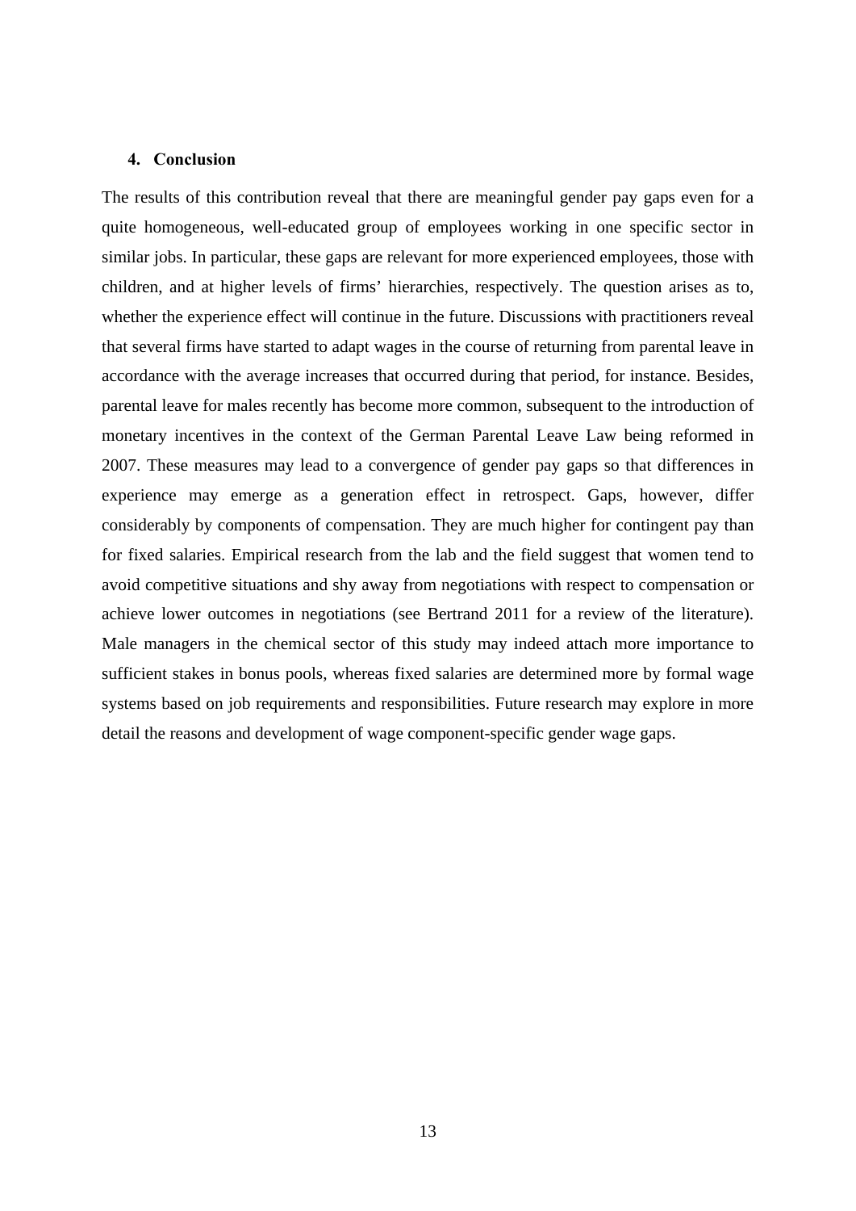## 4. Conclusion

The results of this contribution reveal that there are meaningful gender pay gaps even for a quite homogeneous, well-educated group of employees working in one specific sector in similar jobs. In particular, these gaps are relevant for more experienced employees, those with children, and at higher levels of firms' hierarchies, respectively. The question arises as to, whether the experience effect will continue in the future. Discussions with practitioners reveal that several firms have started to adapt wages in the course of returning from parental leave in accordance with the average increases that occurred during that period, for instance. Besides, parental leave for males recently has become more common, subsequent to the introduction of monetary incentives in the context of the German Parental Leave Law being reformed in 2007. These measures may lead to a convergence of gender pay gaps so that differences in experience may emerge as a generation effect in retrospect. Gaps, however, differ considerably by components of compensation. They are much higher for contingent pay than for fixed salaries. Empirical research from the lab and the field suggest that women tend to avoid competitive situations and shy away from negotiations with respect to compensation or achieve lower outcomes in negotiations (see Bertrand 2011 for a review of the literature). Male managers in the chemical sector of this study may indeed attach more importance to sufficient stakes in bonus pools, whereas fixed salaries are determined more by formal wage systems based on job requirements and responsibilities. Future research may explore in more detail the reasons and development of wage component-specific gender wage gaps.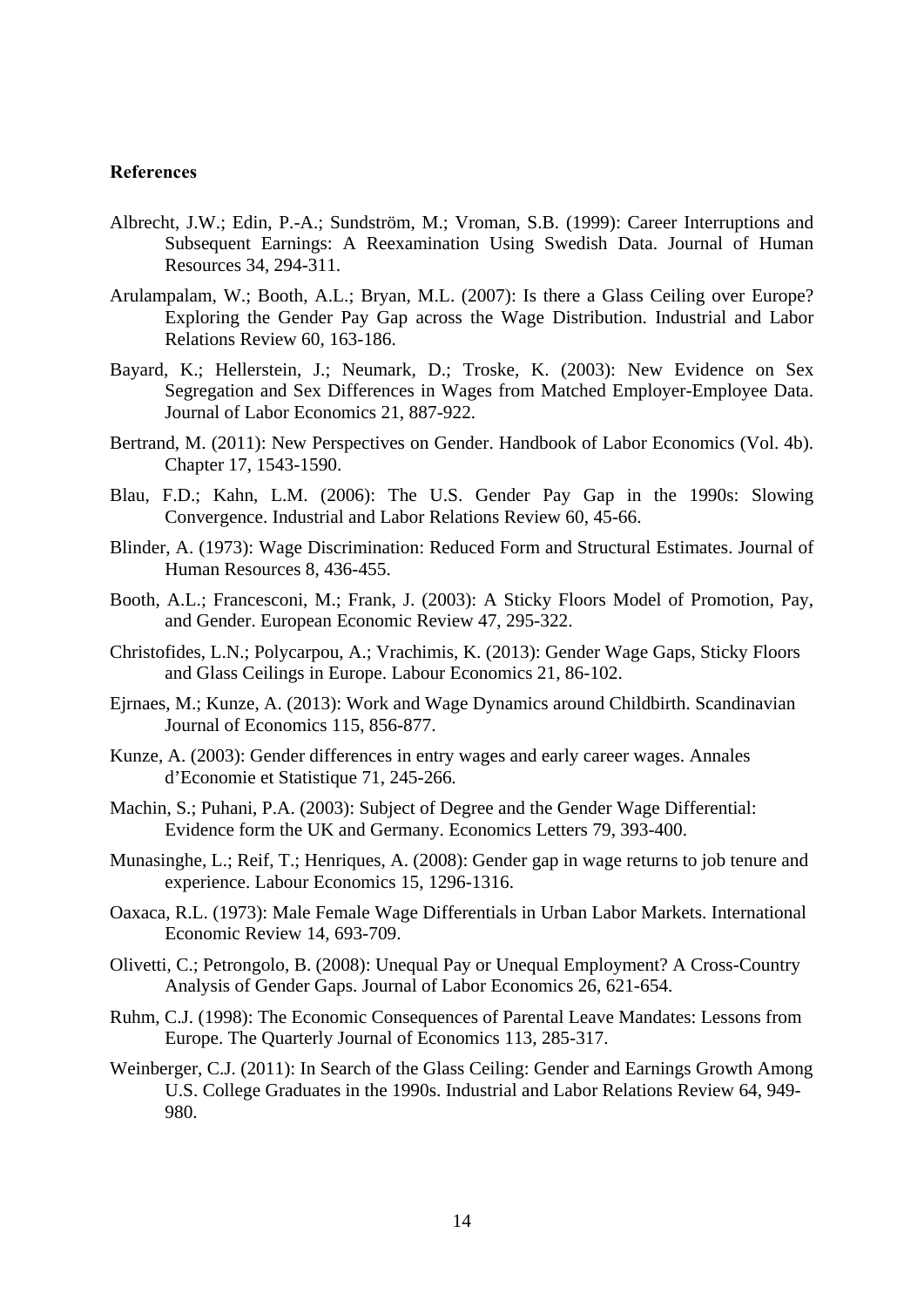**References**

Albrecht, J.W.; Edin, P.-A.; Sundström, M.; Vroman, S.B. (1999): Career Interruptions and Subsequent Earnings: A Reexamination Using Swedish Data. Journal of Human Resources 34, 294-311.

Arulampalam, W.; Booth, A.L.; Bryan, M.L. (2007): Is there a Glass Ceiling over Europe? Exploring the Gender Pay Gap across the Wage Distribution. Industrial and Labor Relations Review 60, 163-186.

Bayard, K.; Hellerstein, J.; Neumark, D.; Troske, K. (2003): New Evidence on Sex Segregation and Sex Differences in Wages from Matched Employer-Employee Data. Journal of Labor Economics 21, 887-922.

Bertrand, M. (2011): New Perspectives on Gender. Handbook of Labor Economics (Vol. 4b). Chapter 17, 1543-1590.

Blau, F.D.; Kahn, L.M. (2006): The U.S. Gender Pay Gap in the 1990s: Slowing Convergence. Industrial and Labor Relations Review 60, 45-66.

Blinder, A. (1973): Wage Discrimination: Reduced Form and Structural Estimates. Journal of Human Resources 8, 436-455.

Booth, A.L.; Francesconi, M.; Frank, J. (2003): A Sticky Floors Model of Promotion, Pay, and Gender. European Economic Review 47, 295-322.

Christofides, L.N.; Polycarpou, A.; Vrachimis, K. (2013): Gender Wage Gaps, Sticky Floors and Glass Ceilings in Europe. Labour Economics 21, 86-102.

Ejrnaes, M.; Kunze, A. (2013): Work and Wage Dynamics around Childbirth. Scandinavian Journal of Economics 115, 856-877.

Kunze, A. (2003): Gender differences in entry wages and early career wages. Annales d'Economie et Statistique 71, 245-266.

Machin, S.; Puhani, P.A. (2003): Subject of Degree and the Gender Wage Differential: Evidence form the UK and Germany. Economics Letters 79, 393-400.

Munasinghe, L.; Reif, T.; Henriques, A. (2008): Gender gap in wage returns to job tenure and experience. Labour Economics 15, 1296-1316.

Oaxaca, R.L. (1973): Male Female Wage Differentials in Urban Labor Markets. International Economic Review 14, 693-709.

Olivetti, C.; Petrongolo, B. (2008): Unequal Pay or Unequal Employment? A Cross-Country Analysis of Gender Gaps. Journal of Labor Economics 26, 621-654.

Ruhm, C.J. (1998): The Economic Consequences of Parental Leave Mandates: Lessons from Europe. The Quarterly Journal of Economics 113, 285-317.

Weinberger, C.J. (2011): In Search of the Glass Ceiling: Gender and Earnings Growth Among U.S. College Graduates in the 1990s. Industrial and Labor Relations Review 64, 949-980.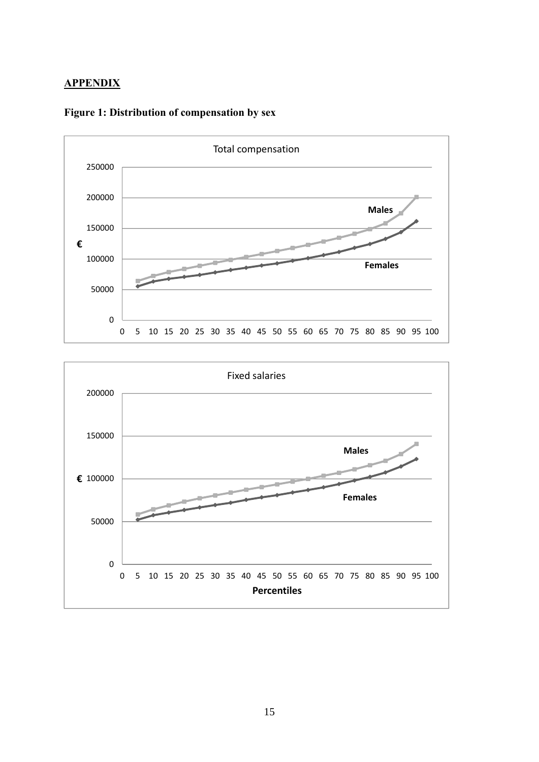## APPENDIX

**Figure 1: Distribution of compensation by sex**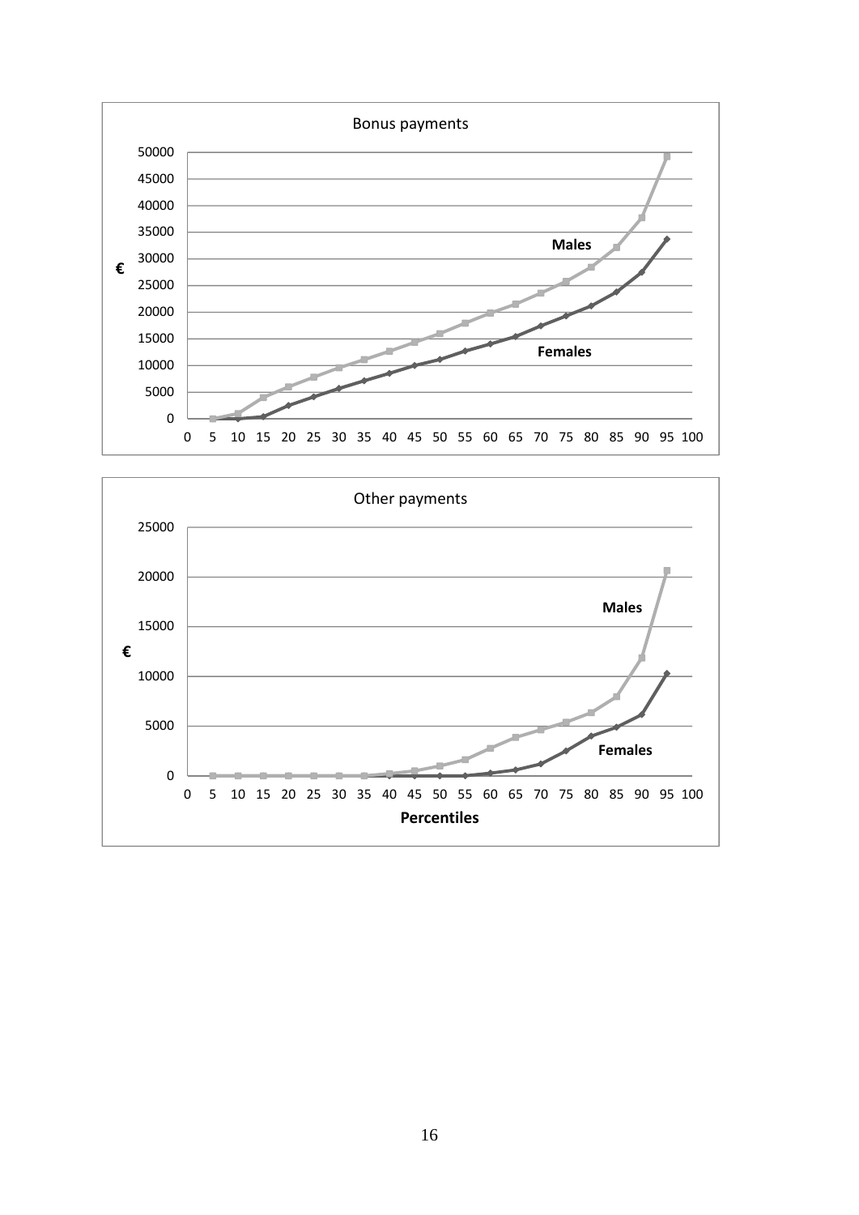Bonus payments

50000
45000
40000
35000
30000
25000
20000
15000
10000
5000
0

€

Males

Females

0 5 10 15 20 25 30 35 40 45 50 55 60 65 70 75 80 85 90 95 100

Other payments

25000
20000
15000
10000
5000
0

€

Males

Females

0 5 10 15 20 25 30 35 40 45 50 55 60 65 70 75 80 85 90 95 100

**Percentiles**